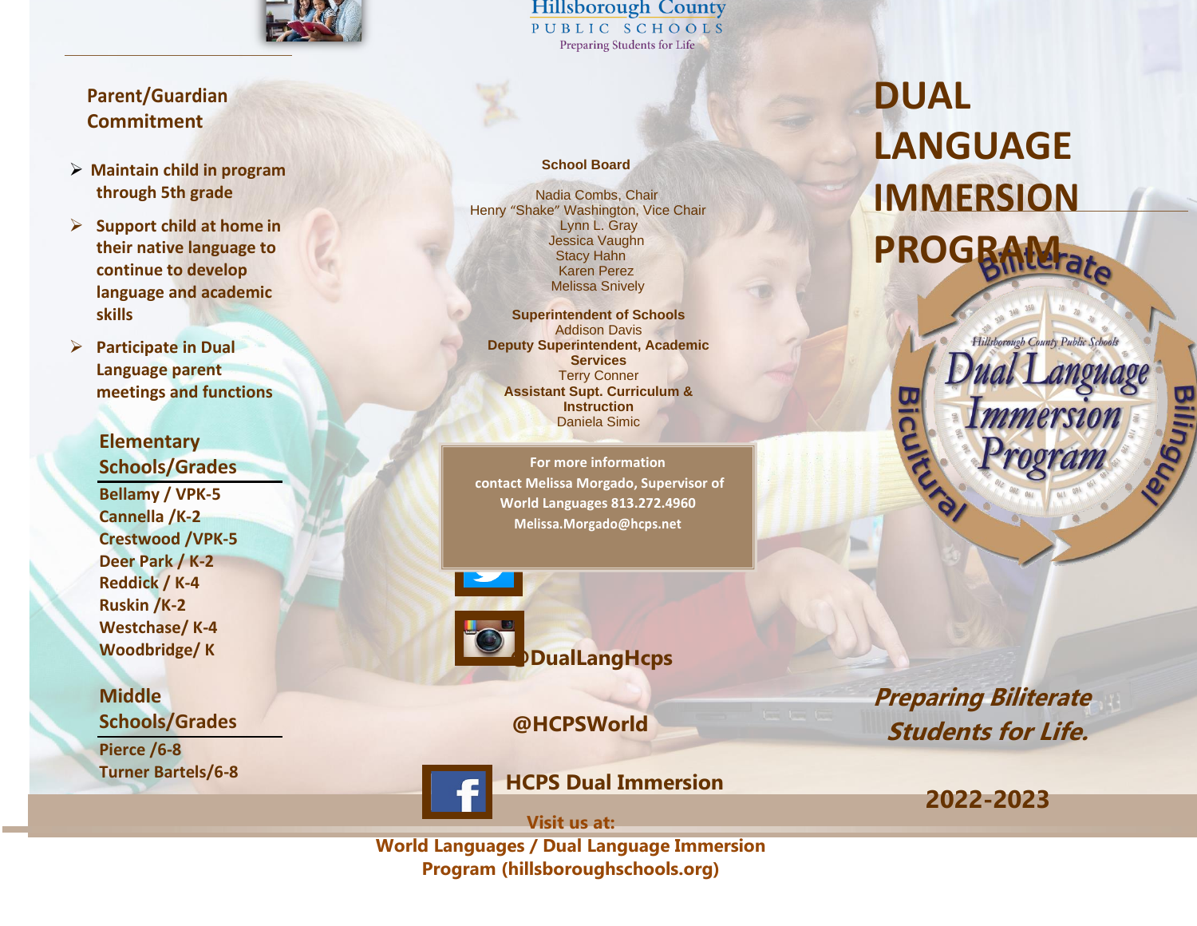Hillsborough County

PUBLIC SCHOOLS

Preparing Students for Life

## Parent/Guardian Commitment

- Maintain child in program through 5th grade
- Support child at home in their native language to continue to develop language and academic skills
- Participate in Dual Language parent meetings and functions

### Elementary Schools/Grades

Bellamy / VPK-5
Cannella /K-2
Crestwood /VPK-5
Deer Park / K-2
Reddick / K-4
Ruskin /K-2
Westchase/ K-4
Woodbridge/ K

### Middle Schools/Grades

Pierce /6-8
Turner Bartels/6-8

**School Board**

Nadia Combs, Chair
Henry "Shake" Washington, Vice Chair
Lynn L. Gray
Jessica Vaughn
Stacy Hahn
Karen Perez
Melissa Snively

**Superintendent of Schools**
Addison Davis
**Deputy Superintendent, Academic Services**
Terry Conner
**Assistant Supt. Curriculum & Instruction**
Daniela Simic

**For more information contact Melissa Morgado, Supervisor of World Languages 813.272.4960 Melissa.Morgado@hcps.net**

@DualLangHcps

@HCPSWorld

HCPS Dual Immersion

Visit us at:

World Languages / Dual Language Immersion Program (hillsboroughschools.org)

# DUAL LANGUAGE IMMERSION PROGRAM

Biliterate · Bicultural · Bilingual

Hillsborough County Public Schools Dual Language Immersion Program

***Preparing Biliterate Students for Life.***

**2022-2023**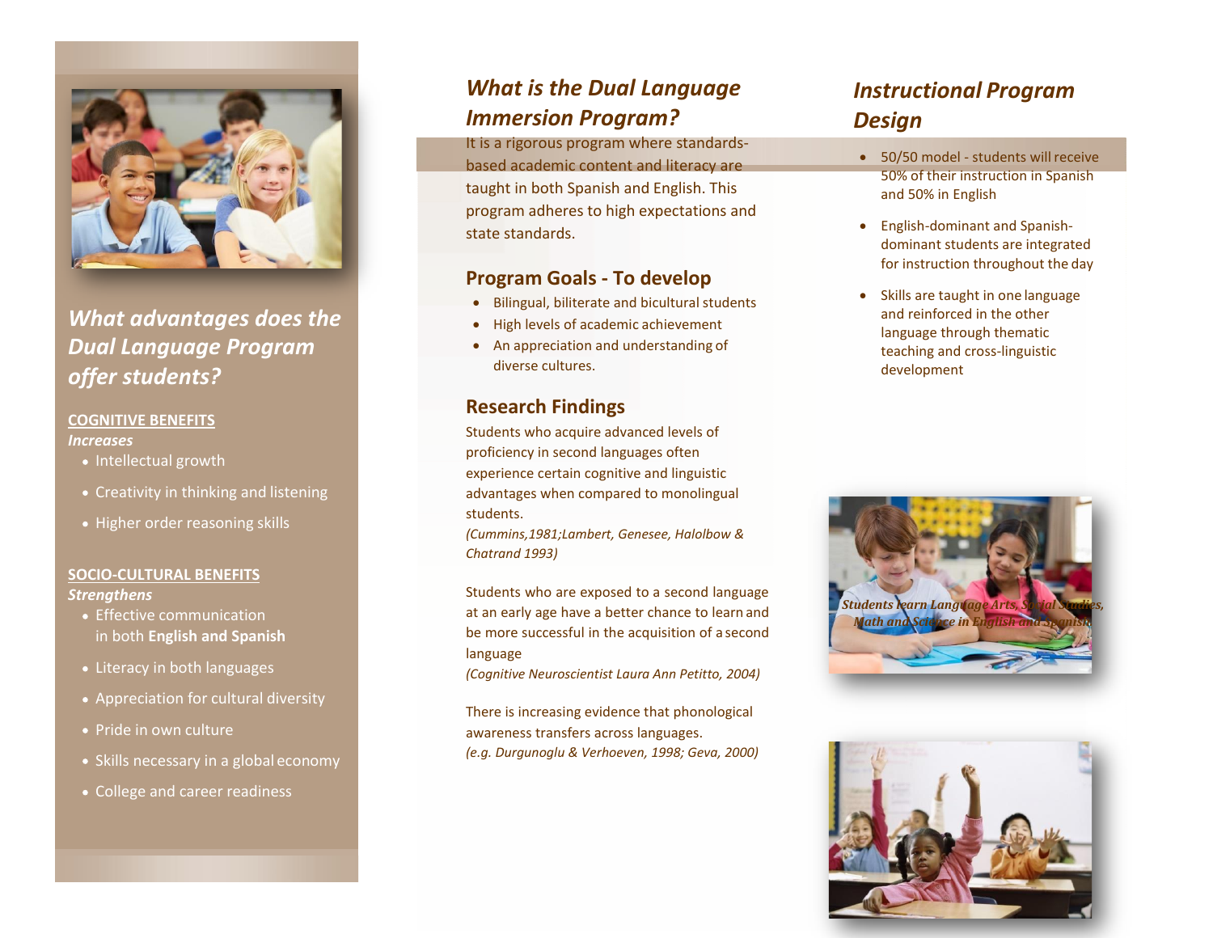## *What advantages does the Dual Language Program offer students?*

**COGNITIVE BENEFITS**

***Increases***

- Intellectual growth
- Creativity in thinking and listening
- Higher order reasoning skills

**SOCIO-CULTURAL BENEFITS**

***Strengthens***

- Effective communication in both **English and Spanish**
- Literacy in both languages
- Appreciation for cultural diversity
- Pride in own culture
- Skills necessary in a global economy
- College and career readiness

## *What is the Dual Language Immersion Program?*

It is a rigorous program where standards-based academic content and literacy are taught in both Spanish and English. This program adheres to high expectations and state standards.

### Program Goals - To develop

- Bilingual, biliterate and bicultural students
- High levels of academic achievement
- An appreciation and understanding of diverse cultures.

### Research Findings

Students who acquire advanced levels of proficiency in second languages often experience certain cognitive and linguistic advantages when compared to monolingual students.
*(Cummins,1981;Lambert, Genesee, Halolbow & Chatrand 1993)*

Students who are exposed to a second language at an early age have a better chance to learn and be more successful in the acquisition of a second language
*(Cognitive Neuroscientist Laura Ann Petitto, 2004)*

There is increasing evidence that phonological awareness transfers across languages.
*(e.g. Durgunoglu & Verhoeven, 1998; Geva, 2000)*

## *Instructional Program Design*

- 50/50 model - students will receive 50% of their instruction in Spanish and 50% in English
- English-dominant and Spanish-dominant students are integrated for instruction throughout the day
- Skills are taught in one language and reinforced in the other language through thematic teaching and cross-linguistic development

*Students learn Language Arts, Social Studies, Math and Science in English and Spanish*